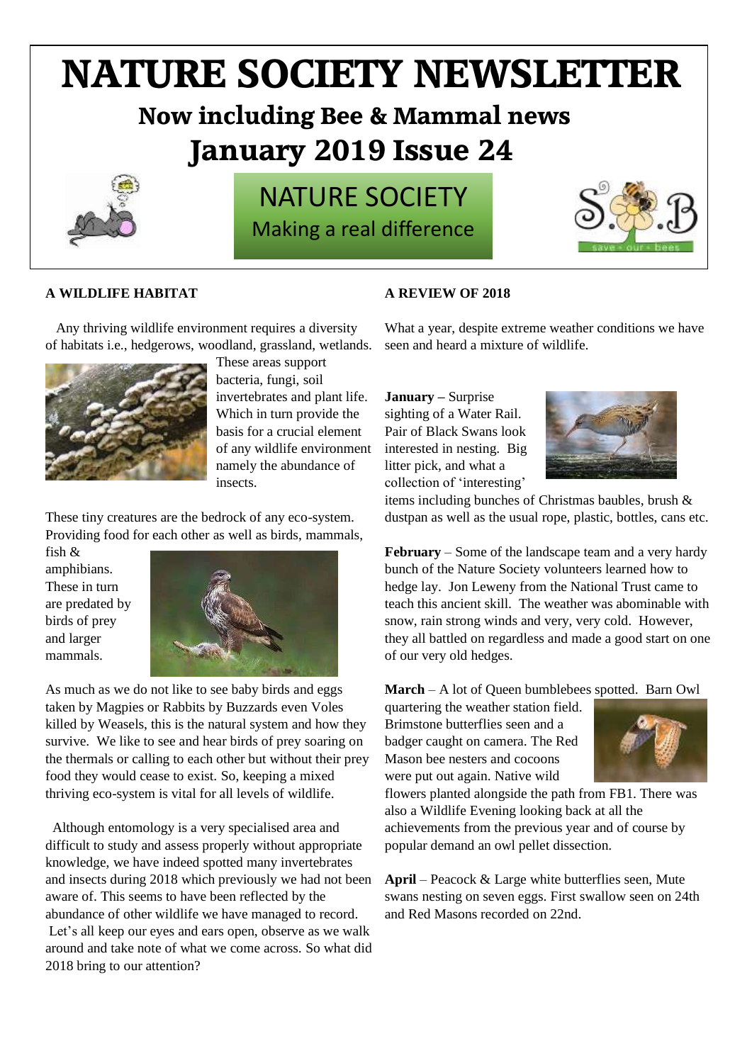# NATURE SOCIETY NEWSLETTER

## Now including Bee & Mammal news

## January 2019 Issue 24

NATURE SOCIETY
Making a real difference

### A WILDLIFE HABITAT

Any thriving wildlife environment requires a diversity of habitats i.e., hedgerows, woodland, grassland, wetlands. These areas support bacteria, fungi, soil invertebrates and plant life. Which in turn provide the basis for a crucial element of any wildlife environment namely the abundance of insects.

These tiny creatures are the bedrock of any eco-system. Providing food for each other as well as birds, mammals, fish & amphibians. These in turn are predated by birds of prey and larger mammals.

As much as we do not like to see baby birds and eggs taken by Magpies or Rabbits by Buzzards even Voles killed by Weasels, this is the natural system and how they survive. We like to see and hear birds of prey soaring on the thermals or calling to each other but without their prey food they would cease to exist. So, keeping a mixed thriving eco-system is vital for all levels of wildlife.

Although entomology is a very specialised area and difficult to study and assess properly without appropriate knowledge, we have indeed spotted many invertebrates and insects during 2018 which previously we had not been aware of. This seems to have been reflected by the abundance of other wildlife we have managed to record. Let's all keep our eyes and ears open, observe as we walk around and take note of what we come across. So what did 2018 bring to our attention?

### A REVIEW OF 2018

What a year, despite extreme weather conditions we have seen and heard a mixture of wildlife.

**January** – Surprise sighting of a Water Rail. Pair of Black Swans look interested in nesting. Big litter pick, and what a collection of 'interesting' items including bunches of Christmas baubles, brush & dustpan as well as the usual rope, plastic, bottles, cans etc.

**February** – Some of the landscape team and a very hardy bunch of the Nature Society volunteers learned how to hedge lay. Jon Leweny from the National Trust came to teach this ancient skill. The weather was abominable with snow, rain strong winds and very, very cold. However, they all battled on regardless and made a good start on one of our very old hedges.

**March** – A lot of Queen bumblebees spotted. Barn Owl quartering the weather station field. Brimstone butterflies seen and a badger caught on camera. The Red Mason bee nesters and cocoons were put out again. Native wild flowers planted alongside the path from FB1. There was also a Wildlife Evening looking back at all the achievements from the previous year and of course by popular demand an owl pellet dissection.

**April** – Peacock & Large white butterflies seen, Mute swans nesting on seven eggs. First swallow seen on 24th and Red Masons recorded on 22nd.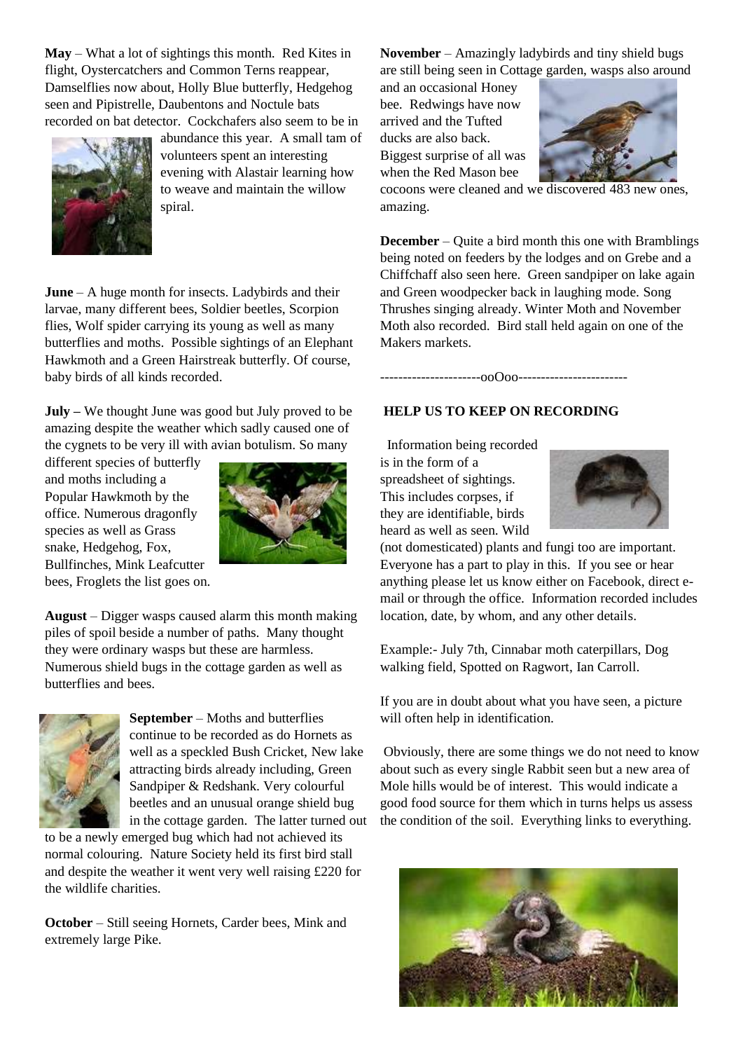**May** – What a lot of sightings this month. Red Kites in flight, Oystercatchers and Common Terns reappear, Damselflies now about, Holly Blue butterfly, Hedgehog seen and Pipistrelle, Daubentons and Noctule bats recorded on bat detector. Cockchafers also seem to be in abundance this year. A small tam of volunteers spent an interesting evening with Alastair learning how to weave and maintain the willow spiral.

**June** – A huge month for insects. Ladybirds and their larvae, many different bees, Soldier beetles, Scorpion flies, Wolf spider carrying its young as well as many butterflies and moths. Possible sightings of an Elephant Hawkmoth and a Green Hairstreak butterfly. Of course, baby birds of all kinds recorded.

**July –** We thought June was good but July proved to be amazing despite the weather which sadly caused one of the cygnets to be very ill with avian botulism. So many different species of butterfly and moths including a Popular Hawkmoth by the office. Numerous dragonfly species as well as Grass snake, Hedgehog, Fox, Bullfinches, Mink Leafcutter bees, Froglets the list goes on.

**August** – Digger wasps caused alarm this month making piles of spoil beside a number of paths. Many thought they were ordinary wasps but these are harmless. Numerous shield bugs in the cottage garden as well as butterflies and bees.

**September** – Moths and butterflies continue to be recorded as do Hornets as well as a speckled Bush Cricket, New lake attracting birds already including, Green Sandpiper & Redshank. Very colourful beetles and an unusual orange shield bug in the cottage garden. The latter turned out to be a newly emerged bug which had not achieved its normal colouring. Nature Society held its first bird stall and despite the weather it went very well raising £220 for the wildlife charities.

**October** – Still seeing Hornets, Carder bees, Mink and extremely large Pike.

**November** – Amazingly ladybirds and tiny shield bugs are still being seen in Cottage garden, wasps also around and an occasional Honey bee. Redwings have now arrived and the Tufted ducks are also back. Biggest surprise of all was when the Red Mason bee cocoons were cleaned and we discovered 483 new ones, amazing.

**December** – Quite a bird month this one with Bramblings being noted on feeders by the lodges and on Grebe and a Chiffchaff also seen here. Green sandpiper on lake again and Green woodpecker back in laughing mode. Song Thrushes singing already. Winter Moth and November Moth also recorded. Bird stall held again on one of the Makers markets.

----------------------ooOoo------------------------

**HELP US TO KEEP ON RECORDING**

Information being recorded is in the form of a spreadsheet of sightings. This includes corpses, if they are identifiable, birds heard as well as seen. Wild (not domesticated) plants and fungi too are important. Everyone has a part to play in this. If you see or hear anything please let us know either on Facebook, direct e-mail or through the office. Information recorded includes location, date, by whom, and any other details.

Example:- July 7th, Cinnabar moth caterpillars, Dog walking field, Spotted on Ragwort, Ian Carroll.

If you are in doubt about what you have seen, a picture will often help in identification.

Obviously, there are some things we do not need to know about such as every single Rabbit seen but a new area of Mole hills would be of interest. This would indicate a good food source for them which in turns helps us assess the condition of the soil. Everything links to everything.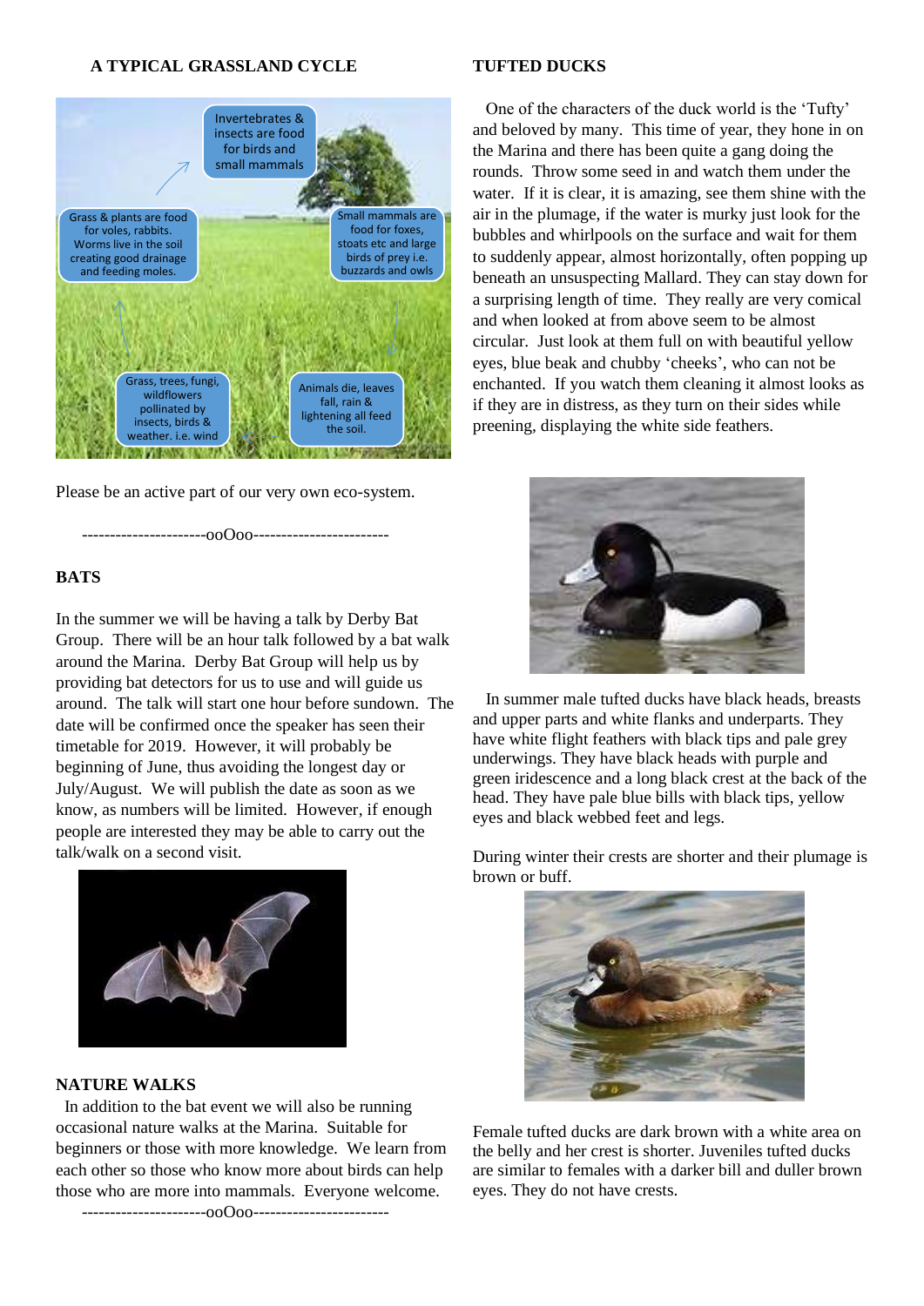## A TYPICAL GRASSLAND CYCLE

Invertebrates & insects are food for birds and small mammals

Small mammals are food for foxes, stoats etc and large birds of prey i.e. buzzards and owls

Animals die, leaves fall, rain & lightening all feed the soil.

Grass, trees, fungi, wildflowers pollinated by insects, birds & weather. i.e. wind

Grass & plants are food for voles, rabbits. Worms live in the soil creating good drainage and feeding moles.

Please be an active part of our very own eco-system.

----------------------ooOoo-----------------------

## BATS

In the summer we will be having a talk by Derby Bat Group. There will be an hour talk followed by a bat walk around the Marina. Derby Bat Group will help us by providing bat detectors for us to use and will guide us around. The talk will start one hour before sundown. The date will be confirmed once the speaker has seen their timetable for 2019. However, it will probably be beginning of June, thus avoiding the longest day or July/August. We will publish the date as soon as we know, as numbers will be limited. However, if enough people are interested they may be able to carry out the talk/walk on a second visit.

## NATURE WALKS

In addition to the bat event we will also be running occasional nature walks at the Marina. Suitable for beginners or those with more knowledge. We learn from each other so those who know more about birds can help those who are more into mammals. Everyone welcome.

----------------------ooOoo-----------------------

## TUFTED DUCKS

One of the characters of the duck world is the 'Tufty' and beloved by many. This time of year, they hone in on the Marina and there has been quite a gang doing the rounds. Throw some seed in and watch them under the water. If it is clear, it is amazing, see them shine with the air in the plumage, if the water is murky just look for the bubbles and whirlpools on the surface and wait for them to suddenly appear, almost horizontally, often popping up beneath an unsuspecting Mallard. They can stay down for a surprising length of time. They really are very comical and when looked at from above seem to be almost circular. Just look at them full on with beautiful yellow eyes, blue beak and chubby 'cheeks', who can not be enchanted. If you watch them cleaning it almost looks as if they are in distress, as they turn on their sides while preening, displaying the white side feathers.

In summer male tufted ducks have black heads, breasts and upper parts and white flanks and underparts. They have white flight feathers with black tips and pale grey underwings. They have black heads with purple and green iridescence and a long black crest at the back of the head. They have pale blue bills with black tips, yellow eyes and black webbed feet and legs.

During winter their crests are shorter and their plumage is brown or buff.

Female tufted ducks are dark brown with a white area on the belly and her crest is shorter. Juveniles tufted ducks are similar to females with a darker bill and duller brown eyes. They do not have crests.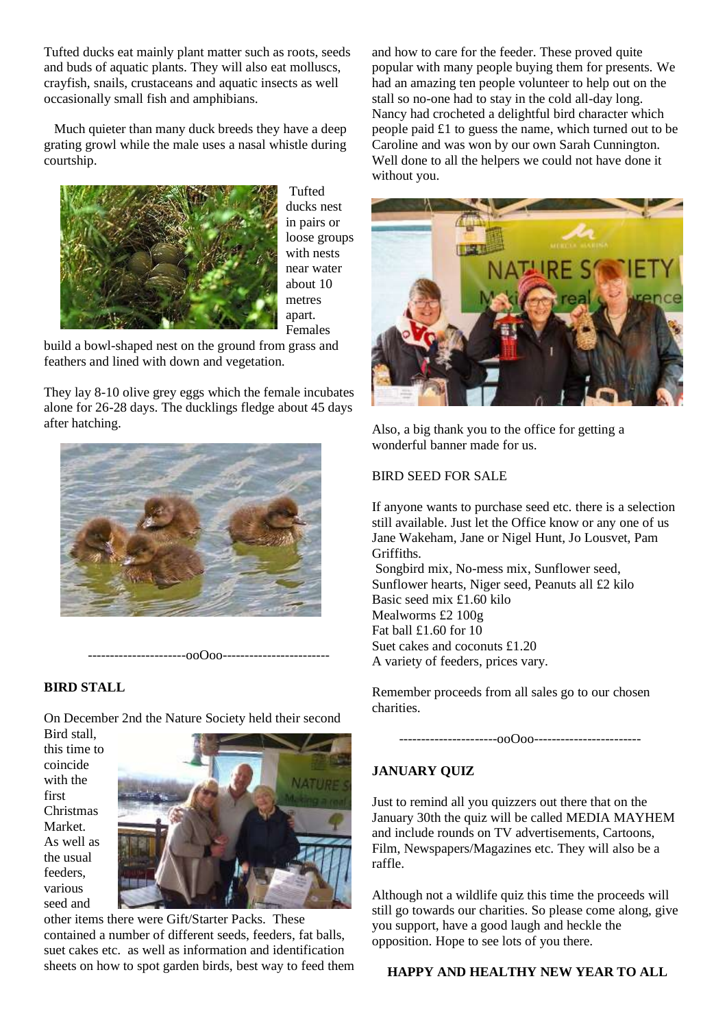Tufted ducks eat mainly plant matter such as roots, seeds and buds of aquatic plants. They will also eat molluscs, crayfish, snails, crustaceans and aquatic insects as well occasionally small fish and amphibians.

Much quieter than many duck breeds they have a deep grating growl while the male uses a nasal whistle during courtship.

Tufted ducks nest in pairs or loose groups with nests near water about 10 metres apart. Females build a bowl-shaped nest on the ground from grass and feathers and lined with down and vegetation.

They lay 8-10 olive grey eggs which the female incubates alone for 26-28 days. The ducklings fledge about 45 days after hatching.

----------------------ooOoo------------------------

**BIRD STALL**

On December 2nd the Nature Society held their second Bird stall, this time to coincide with the first Christmas Market. As well as the usual feeders, various seed and other items there were Gift/Starter Packs. These contained a number of different seeds, feeders, fat balls, suet cakes etc. as well as information and identification sheets on how to spot garden birds, best way to feed them and how to care for the feeder. These proved quite popular with many people buying them for presents. We had an amazing ten people volunteer to help out on the stall so no-one had to stay in the cold all-day long. Nancy had crocheted a delightful bird character which people paid £1 to guess the name, which turned out to be Caroline and was won by our own Sarah Cunnington. Well done to all the helpers we could not have done it without you.

Also, a big thank you to the office for getting a wonderful banner made for us.

BIRD SEED FOR SALE

If anyone wants to purchase seed etc. there is a selection still available. Just let the Office know or any one of us Jane Wakeham, Jane or Nigel Hunt, Jo Lousvet, Pam Griffiths.

Songbird mix, No-mess mix, Sunflower seed, Sunflower hearts, Niger seed, Peanuts all £2 kilo
Basic seed mix £1.60 kilo
Mealworms £2 100g
Fat ball £1.60 for 10
Suet cakes and coconuts £1.20
A variety of feeders, prices vary.

Remember proceeds from all sales go to our chosen charities.

----------------------ooOoo------------------------

**JANUARY QUIZ**

Just to remind all you quizzers out there that on the January 30th the quiz will be called MEDIA MAYHEM and include rounds on TV advertisements, Cartoons, Film, Newspapers/Magazines etc. They will also be a raffle.

Although not a wildlife quiz this time the proceeds will still go towards our charities. So please come along, give you support, have a good laugh and heckle the opposition. Hope to see lots of you there.

**HAPPY AND HEALTHY NEW YEAR TO ALL**